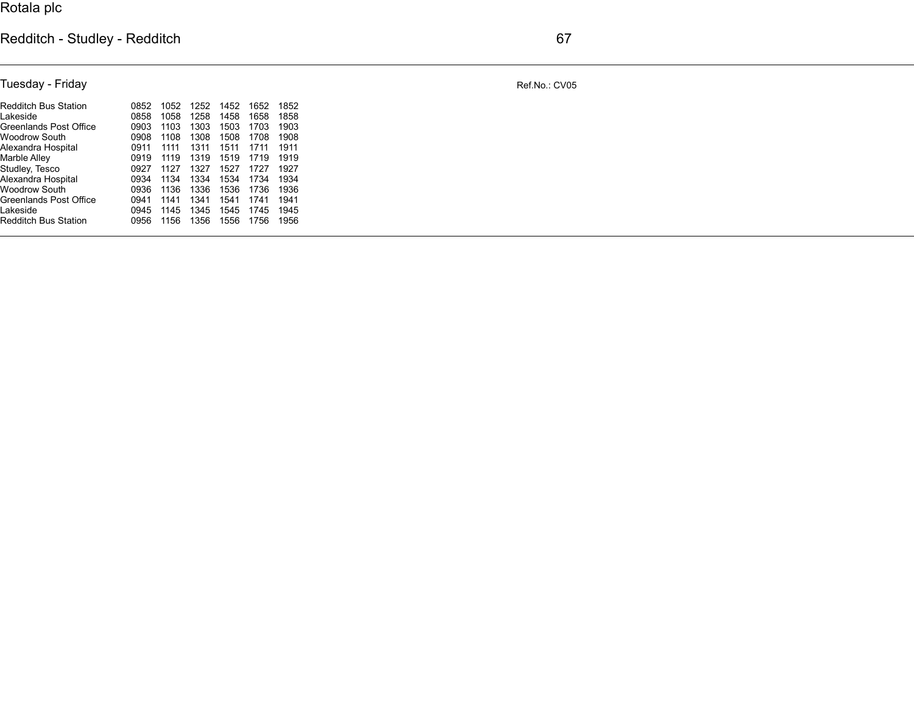Rotala plc

# Redditch - Studley - Redditch

## 67

### Tuesday - Friday

Ref.No.: CV05

| Stop | | | | | | |
|---|---|---|---|---|---|---|
| Redditch Bus Station | 0852 | 1052 | 1252 | 1452 | 1652 | 1852 |
| Lakeside | 0858 | 1058 | 1258 | 1458 | 1658 | 1858 |
| Greenlands Post Office | 0903 | 1103 | 1303 | 1503 | 1703 | 1903 |
| Woodrow South | 0908 | 1108 | 1308 | 1508 | 1708 | 1908 |
| Alexandra Hospital | 0911 | 1111 | 1311 | 1511 | 1711 | 1911 |
| Marble Alley | 0919 | 1119 | 1319 | 1519 | 1719 | 1919 |
| Studley, Tesco | 0927 | 1127 | 1327 | 1527 | 1727 | 1927 |
| Alexandra Hospital | 0934 | 1134 | 1334 | 1534 | 1734 | 1934 |
| Woodrow South | 0936 | 1136 | 1336 | 1536 | 1736 | 1936 |
| Greenlands Post Office | 0941 | 1141 | 1341 | 1541 | 1741 | 1941 |
| Lakeside | 0945 | 1145 | 1345 | 1545 | 1745 | 1945 |
| Redditch Bus Station | 0956 | 1156 | 1356 | 1556 | 1756 | 1956 |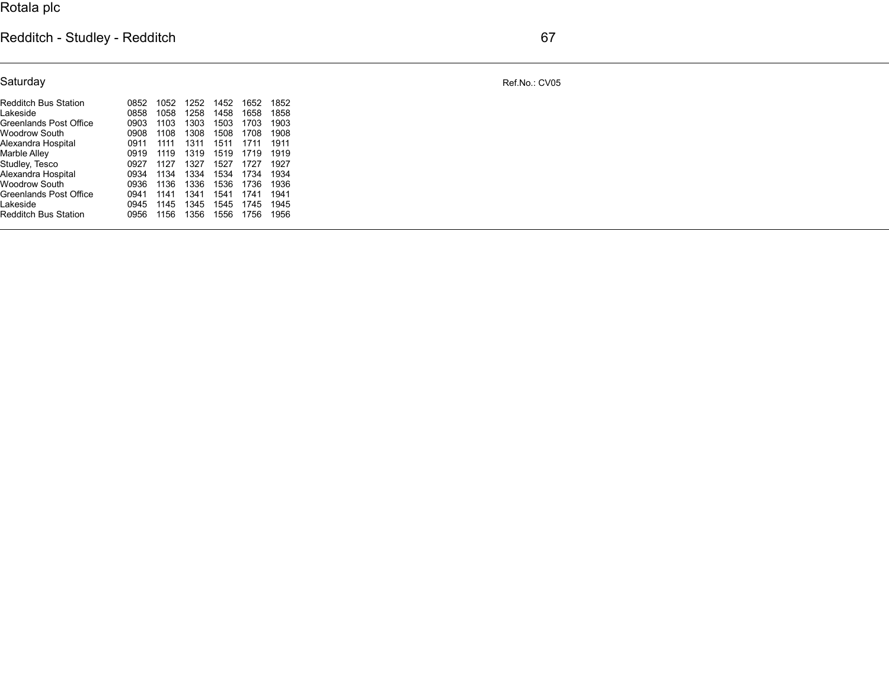Rotala plc

## Redditch - Studley - Redditch

67

### Saturday

Ref.No.: CV05

| | | | | | | |
|---|---|---|---|---|---|---|
| Redditch Bus Station | 0852 | 1052 | 1252 | 1452 | 1652 | 1852 |
| Lakeside | 0858 | 1058 | 1258 | 1458 | 1658 | 1858 |
| Greenlands Post Office | 0903 | 1103 | 1303 | 1503 | 1703 | 1903 |
| Woodrow South | 0908 | 1108 | 1308 | 1508 | 1708 | 1908 |
| Alexandra Hospital | 0911 | 1111 | 1311 | 1511 | 1711 | 1911 |
| Marble Alley | 0919 | 1119 | 1319 | 1519 | 1719 | 1919 |
| Studley, Tesco | 0927 | 1127 | 1327 | 1527 | 1727 | 1927 |
| Alexandra Hospital | 0934 | 1134 | 1334 | 1534 | 1734 | 1934 |
| Woodrow South | 0936 | 1136 | 1336 | 1536 | 1736 | 1936 |
| Greenlands Post Office | 0941 | 1141 | 1341 | 1541 | 1741 | 1941 |
| Lakeside | 0945 | 1145 | 1345 | 1545 | 1745 | 1945 |
| Redditch Bus Station | 0956 | 1156 | 1356 | 1556 | 1756 | 1956 |